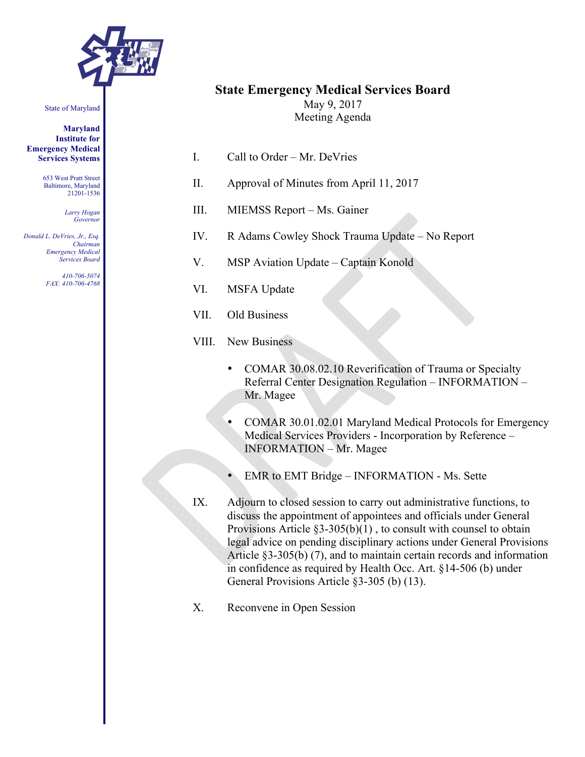State of Maryland

**Maryland Institute for Emergency Medical Services Systems**

653 West Pratt Street
Baltimore, Maryland
21201-1536

*Larry Hogan*
*Governor*

*Donald L. DeVries, Jr., Esq.*
*Chairman*
*Emergency Medical Services Board*

*410-706-5074*
*FAX: 410-706-4768*

# State Emergency Medical Services Board

May 9, 2017
Meeting Agenda

I. Call to Order – Mr. DeVries

II. Approval of Minutes from April 11, 2017

III. MIEMSS Report – Ms. Gainer

IV. R Adams Cowley Shock Trauma Update – No Report

V. MSP Aviation Update – Captain Konold

VI. MSFA Update

VII. Old Business

VIII. New Business

- COMAR 30.08.02.10 Reverification of Trauma or Specialty Referral Center Designation Regulation – INFORMATION – Mr. Magee
- COMAR 30.01.02.01 Maryland Medical Protocols for Emergency Medical Services Providers - Incorporation by Reference – INFORMATION – Mr. Magee
- EMR to EMT Bridge – INFORMATION - Ms. Sette

IX. Adjourn to closed session to carry out administrative functions, to discuss the appointment of appointees and officials under General Provisions Article §3-305(b)(1) , to consult with counsel to obtain legal advice on pending disciplinary actions under General Provisions Article §3-305(b) (7), and to maintain certain records and information in confidence as required by Health Occ. Art. §14-506 (b) under General Provisions Article §3-305 (b) (13).

X. Reconvene in Open Session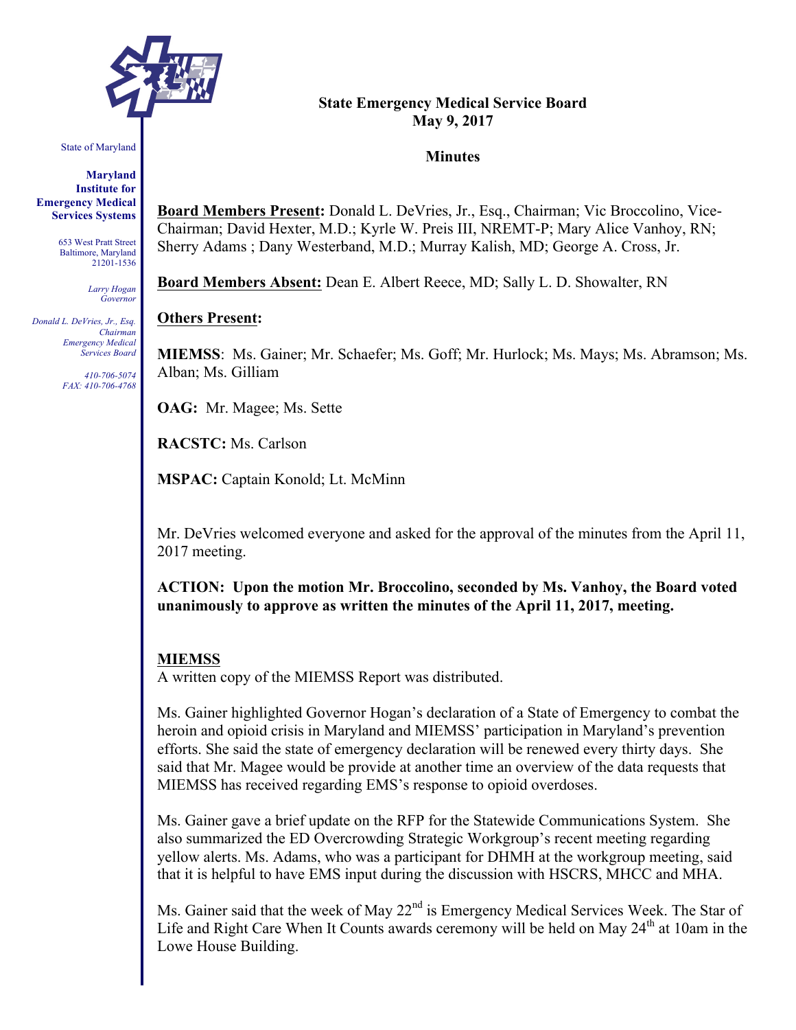# State Emergency Medical Service Board
## May 9, 2017

### Minutes

**Board Members Present:** Donald L. DeVries, Jr., Esq., Chairman; Vic Broccolino, Vice-Chairman; David Hexter, M.D.; Kyrle W. Preis III, NREMT-P; Mary Alice Vanhoy, RN; Sherry Adams ; Dany Westerband, M.D.; Murray Kalish, MD; George A. Cross, Jr.

**Board Members Absent:** Dean E. Albert Reece, MD; Sally L. D. Showalter, RN

**Others Present:**

**MIEMSS**: Ms. Gainer; Mr. Schaefer; Ms. Goff; Mr. Hurlock; Ms. Mays; Ms. Abramson; Ms. Alban; Ms. Gilliam

**OAG:** Mr. Magee; Ms. Sette

**RACSTC:** Ms. Carlson

**MSPAC:** Captain Konold; Lt. McMinn

Mr. DeVries welcomed everyone and asked for the approval of the minutes from the April 11, 2017 meeting.

**ACTION: Upon the motion Mr. Broccolino, seconded by Ms. Vanhoy, the Board voted unanimously to approve as written the minutes of the April 11, 2017, meeting.**

**MIEMSS**

A written copy of the MIEMSS Report was distributed.

Ms. Gainer highlighted Governor Hogan's declaration of a State of Emergency to combat the heroin and opioid crisis in Maryland and MIEMSS' participation in Maryland's prevention efforts. She said the state of emergency declaration will be renewed every thirty days. She said that Mr. Magee would be provide at another time an overview of the data requests that MIEMSS has received regarding EMS's response to opioid overdoses.

Ms. Gainer gave a brief update on the RFP for the Statewide Communications System. She also summarized the ED Overcrowding Strategic Workgroup's recent meeting regarding yellow alerts. Ms. Adams, who was a participant for DHMH at the workgroup meeting, said that it is helpful to have EMS input during the discussion with HSCRS, MHCC and MHA.

Ms. Gainer said that the week of May 22nd is Emergency Medical Services Week. The Star of Life and Right Care When It Counts awards ceremony will be held on May 24th at 10am in the Lowe House Building.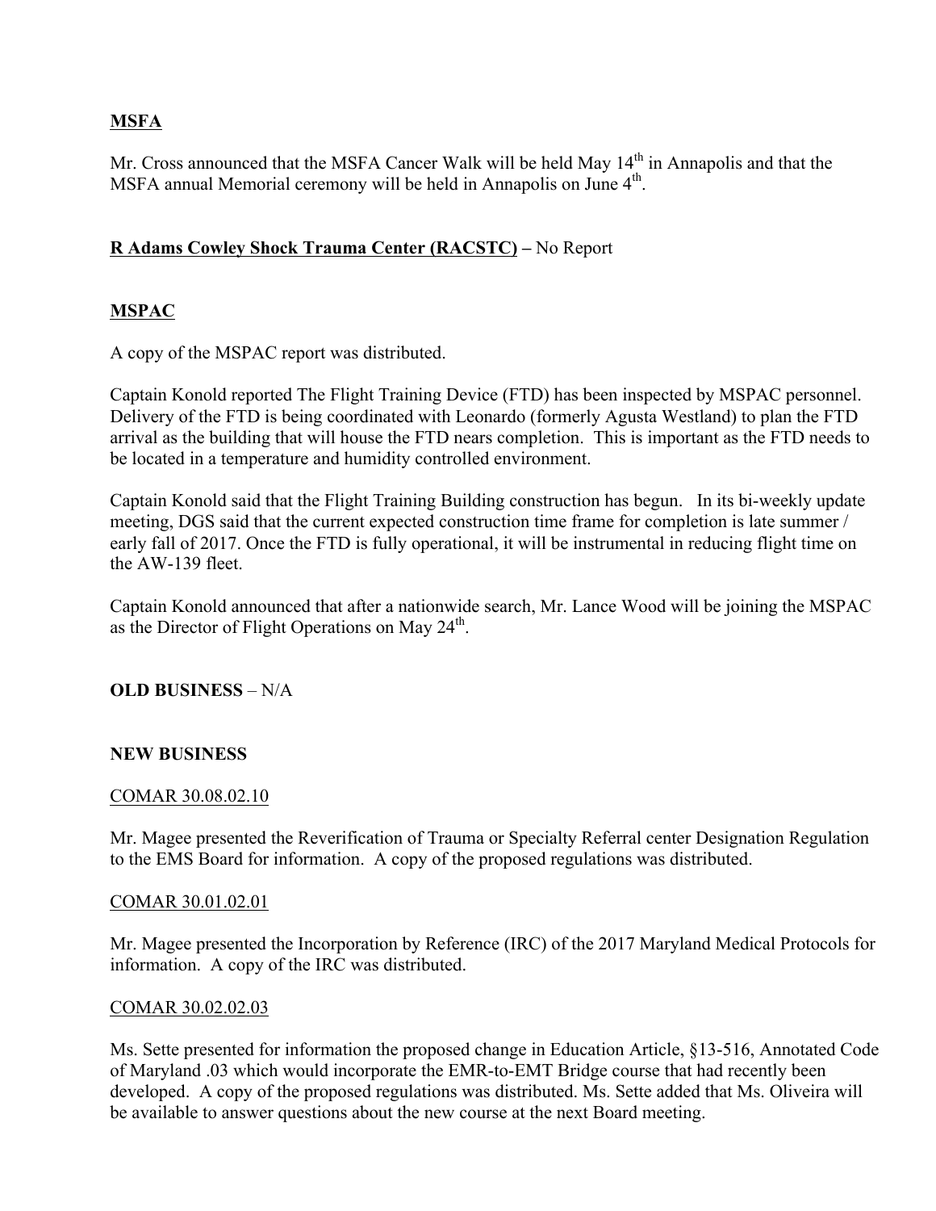**MSFA**

Mr. Cross announced that the MSFA Cancer Walk will be held May 14th in Annapolis and that the MSFA annual Memorial ceremony will be held in Annapolis on June 4th.

**R Adams Cowley Shock Trauma Center (RACSTC) –** No Report

**MSPAC**

A copy of the MSPAC report was distributed.

Captain Konold reported The Flight Training Device (FTD) has been inspected by MSPAC personnel. Delivery of the FTD is being coordinated with Leonardo (formerly Agusta Westland) to plan the FTD arrival as the building that will house the FTD nears completion. This is important as the FTD needs to be located in a temperature and humidity controlled environment.

Captain Konold said that the Flight Training Building construction has begun. In its bi-weekly update meeting, DGS said that the current expected construction time frame for completion is late summer / early fall of 2017. Once the FTD is fully operational, it will be instrumental in reducing flight time on the AW-139 fleet.

Captain Konold announced that after a nationwide search, Mr. Lance Wood will be joining the MSPAC as the Director of Flight Operations on May 24th.

**OLD BUSINESS** – N/A

**NEW BUSINESS**

COMAR 30.08.02.10

Mr. Magee presented the Reverification of Trauma or Specialty Referral center Designation Regulation to the EMS Board for information. A copy of the proposed regulations was distributed.

COMAR 30.01.02.01

Mr. Magee presented the Incorporation by Reference (IRC) of the 2017 Maryland Medical Protocols for information. A copy of the IRC was distributed.

COMAR 30.02.02.03

Ms. Sette presented for information the proposed change in Education Article, §13-516, Annotated Code of Maryland .03 which would incorporate the EMR-to-EMT Bridge course that had recently been developed. A copy of the proposed regulations was distributed. Ms. Sette added that Ms. Oliveira will be available to answer questions about the new course at the next Board meeting.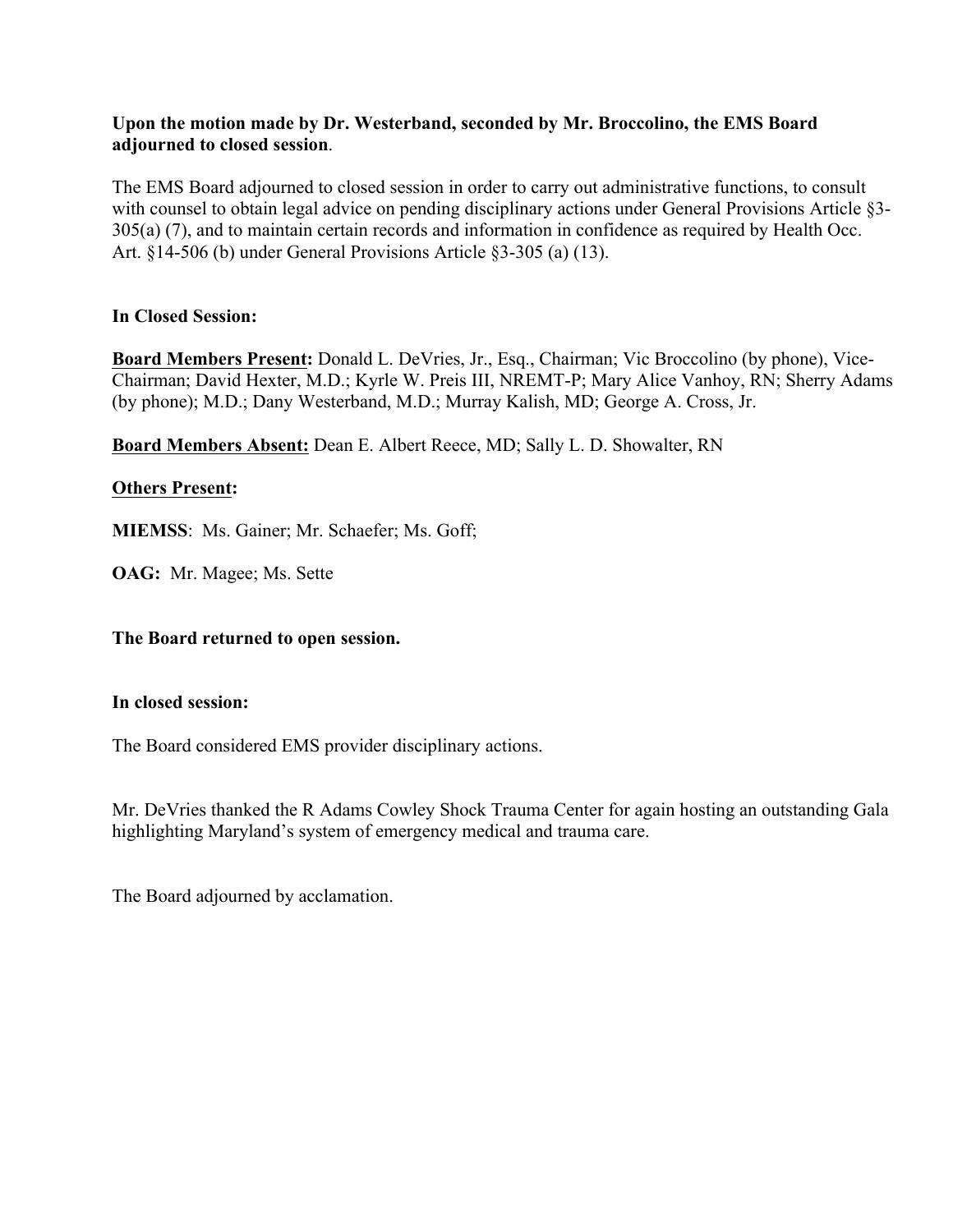**Upon the motion made by Dr. Westerband, seconded by Mr. Broccolino, the EMS Board adjourned to closed session**.

The EMS Board adjourned to closed session in order to carry out administrative functions, to consult with counsel to obtain legal advice on pending disciplinary actions under General Provisions Article §3-305(a) (7), and to maintain certain records and information in confidence as required by Health Occ. Art. §14-506 (b) under General Provisions Article §3-305 (a) (13).

**In Closed Session:**

**Board Members Present:** Donald L. DeVries, Jr., Esq., Chairman; Vic Broccolino (by phone), Vice-Chairman; David Hexter, M.D.; Kyrle W. Preis III, NREMT-P; Mary Alice Vanhoy, RN; Sherry Adams (by phone); M.D.; Dany Westerband, M.D.; Murray Kalish, MD; George A. Cross, Jr.

**Board Members Absent:** Dean E. Albert Reece, MD; Sally L. D. Showalter, RN

**Others Present:**

**MIEMSS**: Ms. Gainer; Mr. Schaefer; Ms. Goff;

**OAG:** Mr. Magee; Ms. Sette

**The Board returned to open session.**

**In closed session:**

The Board considered EMS provider disciplinary actions.

Mr. DeVries thanked the R Adams Cowley Shock Trauma Center for again hosting an outstanding Gala highlighting Maryland's system of emergency medical and trauma care.

The Board adjourned by acclamation.